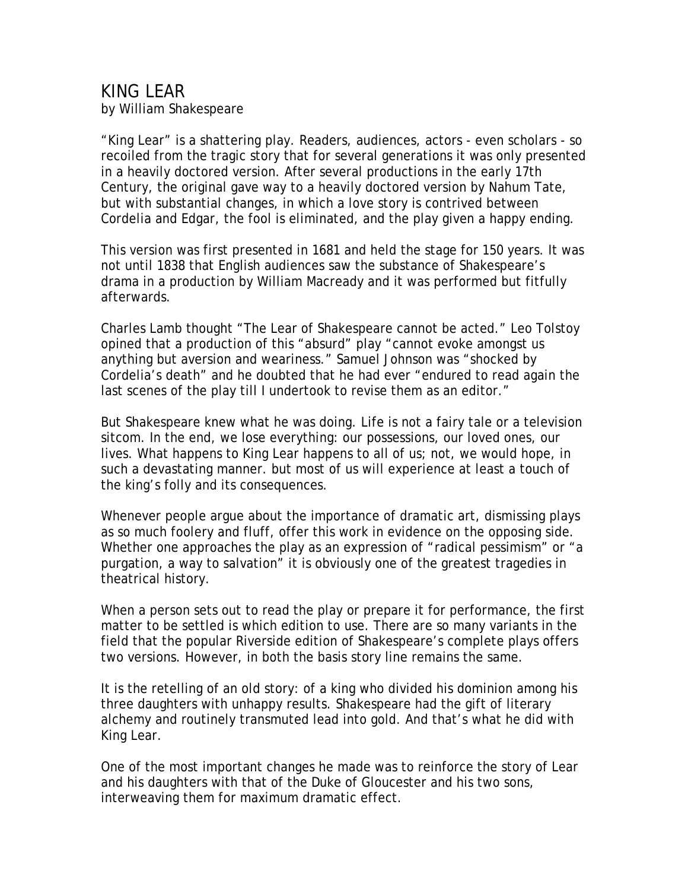# KING LEAR

by William Shakespeare

"King Lear" is a shattering play. Readers, audiences, actors - even scholars - so recoiled from the tragic story that for several generations it was only presented in a heavily doctored version. After several productions in the early 17th Century, the original gave way to a heavily doctored version by Nahum Tate, but with substantial changes, in which a love story is contrived between Cordelia and Edgar, the fool is eliminated, and the play given a happy ending.

This version was first presented in 1681 and held the stage for 150 years. It was not until 1838 that English audiences saw the substance of Shakespeare's drama in a production by William Macready and it was performed but fitfully afterwards.

Charles Lamb thought "The Lear of Shakespeare cannot be acted." Leo Tolstoy opined that a production of this "absurd" play "cannot evoke amongst us anything but aversion and weariness." Samuel Johnson was "shocked by Cordelia's death" and he doubted that he had ever "endured to read again the last scenes of the play till I undertook to revise them as an editor."

But Shakespeare knew what he was doing. Life is not a fairy tale or a television sitcom. In the end, we lose everything: our possessions, our loved ones, our lives. What happens to King Lear happens to all of us; not, we would hope, in such a devastating manner. but most of us will experience at least a touch of the king's folly and its consequences.

Whenever people argue about the importance of dramatic art, dismissing plays as so much foolery and fluff, offer this work in evidence on the opposing side. Whether one approaches the play as an expression of "radical pessimism" or "a purgation, a way to salvation" it is obviously one of the greatest tragedies in theatrical history.

When a person sets out to read the play or prepare it for performance, the first matter to be settled is which edition to use. There are so many variants in the field that the popular Riverside edition of Shakespeare's complete plays offers two versions. However, in both the basis story line remains the same.

It is the retelling of an old story: of a king who divided his dominion among his three daughters with unhappy results. Shakespeare had the gift of literary alchemy and routinely transmuted lead into gold. And that's what he did with King Lear.

One of the most important changes he made was to reinforce the story of Lear and his daughters with that of the Duke of Gloucester and his two sons, interweaving them for maximum dramatic effect.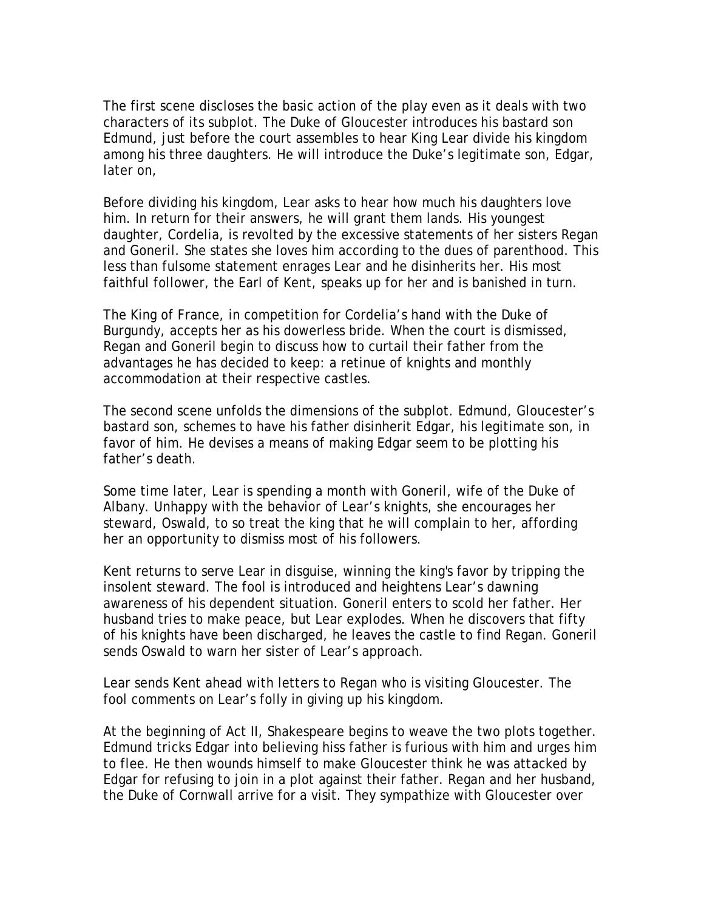The first scene discloses the basic action of the play even as it deals with two characters of its subplot. The Duke of Gloucester introduces his bastard son Edmund, just before the court assembles to hear King Lear divide his kingdom among his three daughters. He will introduce the Duke's legitimate son, Edgar, later on,

Before dividing his kingdom, Lear asks to hear how much his daughters love him. In return for their answers, he will grant them lands. His youngest daughter, Cordelia, is revolted by the excessive statements of her sisters Regan and Goneril. She states she loves him according to the dues of parenthood. This less than fulsome statement enrages Lear and he disinherits her. His most faithful follower, the Earl of Kent, speaks up for her and is banished in turn.

The King of France, in competition for Cordelia's hand with the Duke of Burgundy, accepts her as his dowerless bride. When the court is dismissed, Regan and Goneril begin to discuss how to curtail their father from the advantages he has decided to keep: a retinue of knights and monthly accommodation at their respective castles.

The second scene unfolds the dimensions of the subplot. Edmund, Gloucester's bastard son, schemes to have his father disinherit Edgar, his legitimate son, in favor of him. He devises a means of making Edgar seem to be plotting his father's death.

Some time later, Lear is spending a month with Goneril, wife of the Duke of Albany. Unhappy with the behavior of Lear's knights, she encourages her steward, Oswald, to so treat the king that he will complain to her, affording her an opportunity to dismiss most of his followers.

Kent returns to serve Lear in disguise, winning the king's favor by tripping the insolent steward. The fool is introduced and heightens Lear's dawning awareness of his dependent situation. Goneril enters to scold her father. Her husband tries to make peace, but Lear explodes. When he discovers that fifty of his knights have been discharged, he leaves the castle to find Regan. Goneril sends Oswald to warn her sister of Lear's approach.

Lear sends Kent ahead with letters to Regan who is visiting Gloucester. The fool comments on Lear's folly in giving up his kingdom.

At the beginning of Act II, Shakespeare begins to weave the two plots together. Edmund tricks Edgar into believing hiss father is furious with him and urges him to flee. He then wounds himself to make Gloucester think he was attacked by Edgar for refusing to join in a plot against their father. Regan and her husband, the Duke of Cornwall arrive for a visit. They sympathize with Gloucester over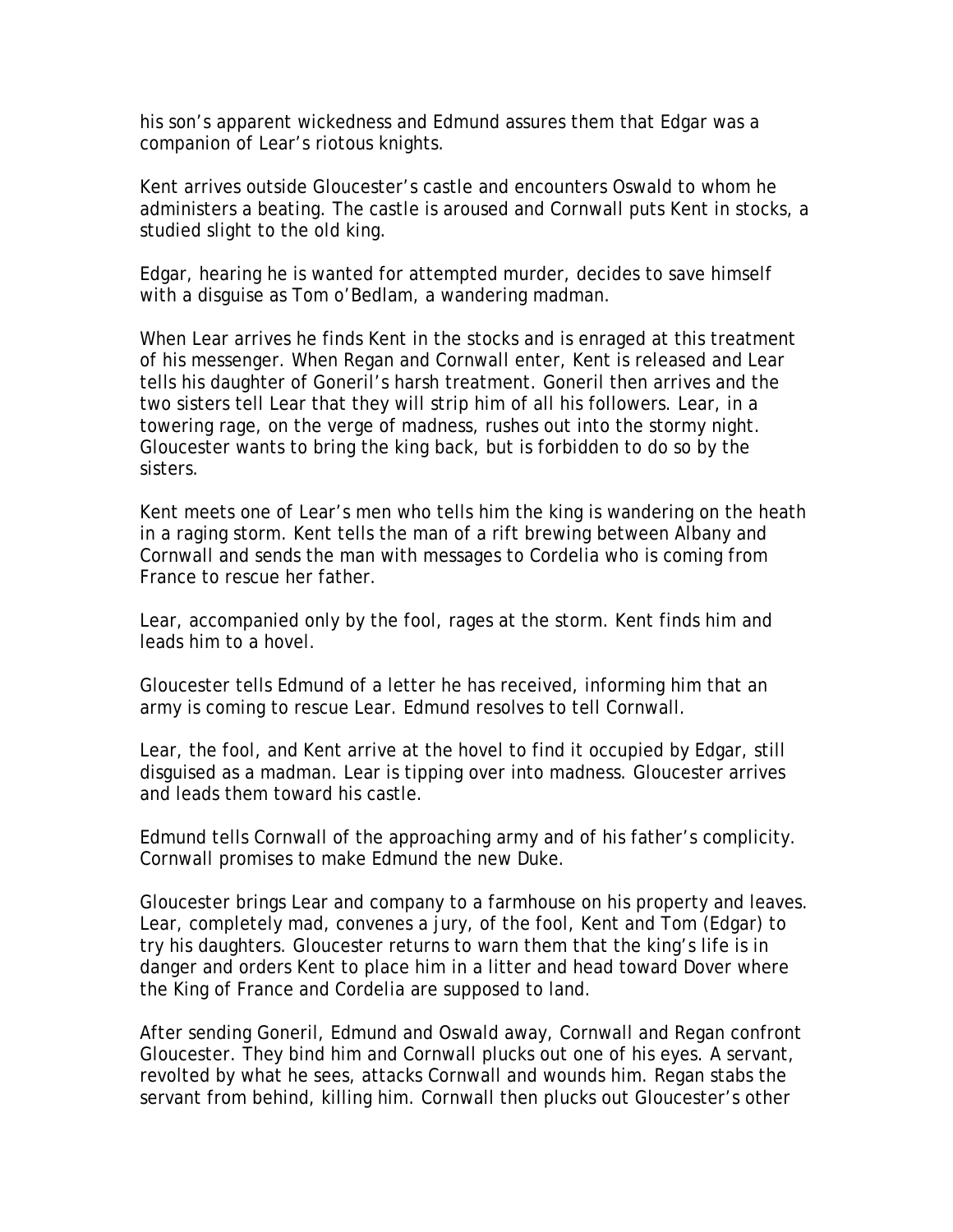his son's apparent wickedness and Edmund assures them that Edgar was a companion of Lear's riotous knights.

Kent arrives outside Gloucester's castle and encounters Oswald to whom he administers a beating. The castle is aroused and Cornwall puts Kent in stocks, a studied slight to the old king.

Edgar, hearing he is wanted for attempted murder, decides to save himself with a disguise as Tom o'Bedlam, a wandering madman.

When Lear arrives he finds Kent in the stocks and is enraged at this treatment of his messenger. When Regan and Cornwall enter, Kent is released and Lear tells his daughter of Goneril's harsh treatment. Goneril then arrives and the two sisters tell Lear that they will strip him of all his followers. Lear, in a towering rage, on the verge of madness, rushes out into the stormy night. Gloucester wants to bring the king back, but is forbidden to do so by the sisters.

Kent meets one of Lear's men who tells him the king is wandering on the heath in a raging storm. Kent tells the man of a rift brewing between Albany and Cornwall and sends the man with messages to Cordelia who is coming from France to rescue her father.

Lear, accompanied only by the fool, rages at the storm. Kent finds him and leads him to a hovel.

Gloucester tells Edmund of a letter he has received, informing him that an army is coming to rescue Lear. Edmund resolves to tell Cornwall.

Lear, the fool, and Kent arrive at the hovel to find it occupied by Edgar, still disguised as a madman. Lear is tipping over into madness. Gloucester arrives and leads them toward his castle.

Edmund tells Cornwall of the approaching army and of his father's complicity. Cornwall promises to make Edmund the new Duke.

Gloucester brings Lear and company to a farmhouse on his property and leaves. Lear, completely mad, convenes a jury, of the fool, Kent and Tom (Edgar) to try his daughters. Gloucester returns to warn them that the king's life is in danger and orders Kent to place him in a litter and head toward Dover where the King of France and Cordelia are supposed to land.

After sending Goneril, Edmund and Oswald away, Cornwall and Regan confront Gloucester. They bind him and Cornwall plucks out one of his eyes. A servant, revolted by what he sees, attacks Cornwall and wounds him. Regan stabs the servant from behind, killing him. Cornwall then plucks out Gloucester's other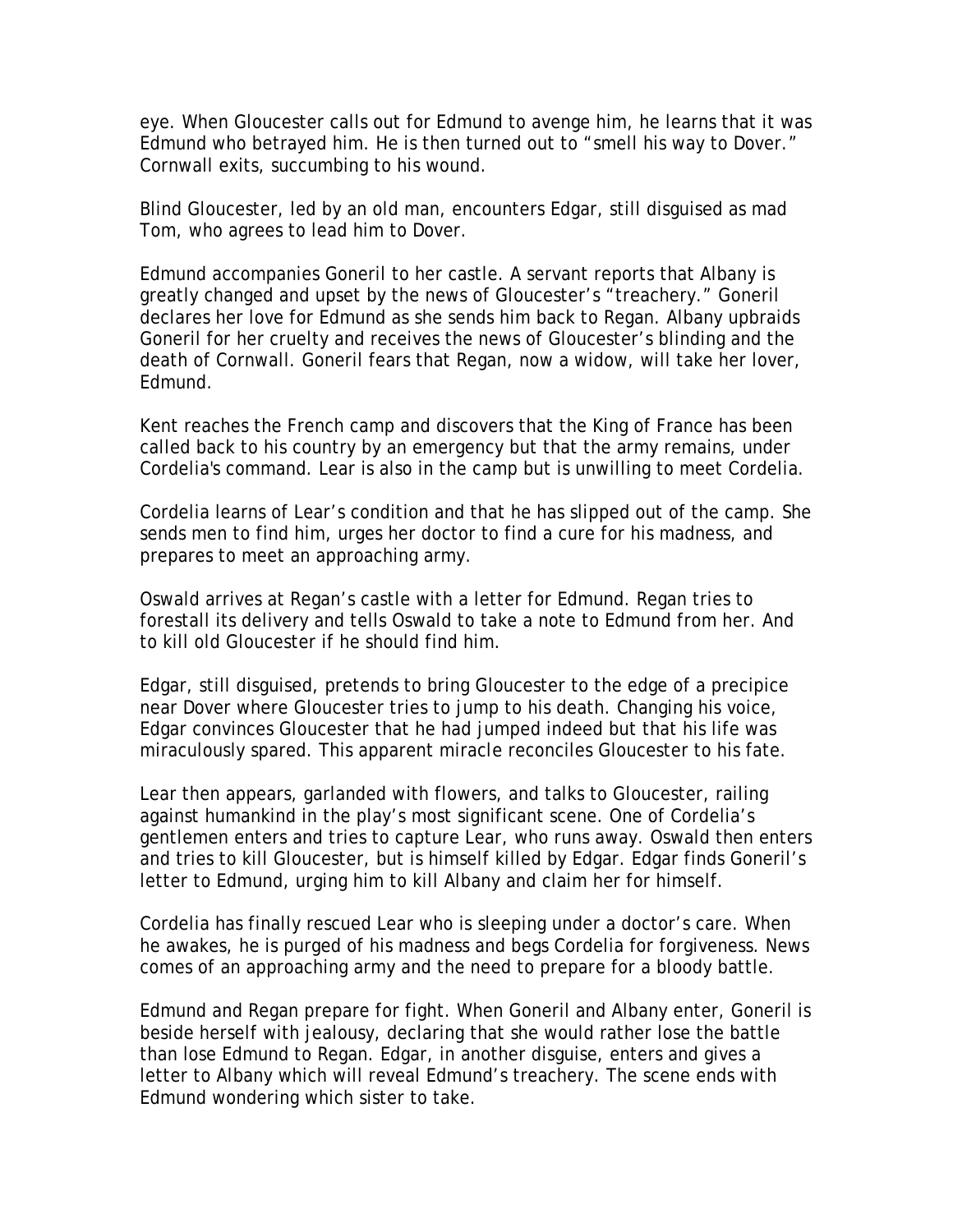eye. When Gloucester calls out for Edmund to avenge him, he learns that it was Edmund who betrayed him. He is then turned out to "smell his way to Dover." Cornwall exits, succumbing to his wound.

Blind Gloucester, led by an old man, encounters Edgar, still disguised as mad Tom, who agrees to lead him to Dover.

Edmund accompanies Goneril to her castle. A servant reports that Albany is greatly changed and upset by the news of Gloucester's "treachery." Goneril declares her love for Edmund as she sends him back to Regan. Albany upbraids Goneril for her cruelty and receives the news of Gloucester's blinding and the death of Cornwall. Goneril fears that Regan, now a widow, will take her lover, Edmund.

Kent reaches the French camp and discovers that the King of France has been called back to his country by an emergency but that the army remains, under Cordelia's command. Lear is also in the camp but is unwilling to meet Cordelia.

Cordelia learns of Lear's condition and that he has slipped out of the camp. She sends men to find him, urges her doctor to find a cure for his madness, and prepares to meet an approaching army.

Oswald arrives at Regan's castle with a letter for Edmund. Regan tries to forestall its delivery and tells Oswald to take a note to Edmund from her. And to kill old Gloucester if he should find him.

Edgar, still disguised, pretends to bring Gloucester to the edge of a precipice near Dover where Gloucester tries to jump to his death. Changing his voice, Edgar convinces Gloucester that he had jumped indeed but that his life was miraculously spared. This apparent miracle reconciles Gloucester to his fate.

Lear then appears, garlanded with flowers, and talks to Gloucester, railing against humankind in the play's most significant scene. One of Cordelia's gentlemen enters and tries to capture Lear, who runs away. Oswald then enters and tries to kill Gloucester, but is himself killed by Edgar. Edgar finds Goneril's letter to Edmund, urging him to kill Albany and claim her for himself.

Cordelia has finally rescued Lear who is sleeping under a doctor's care. When he awakes, he is purged of his madness and begs Cordelia for forgiveness. News comes of an approaching army and the need to prepare for a bloody battle.

Edmund and Regan prepare for fight. When Goneril and Albany enter, Goneril is beside herself with jealousy, declaring that she would rather lose the battle than lose Edmund to Regan. Edgar, in another disguise, enters and gives a letter to Albany which will reveal Edmund's treachery. The scene ends with Edmund wondering which sister to take.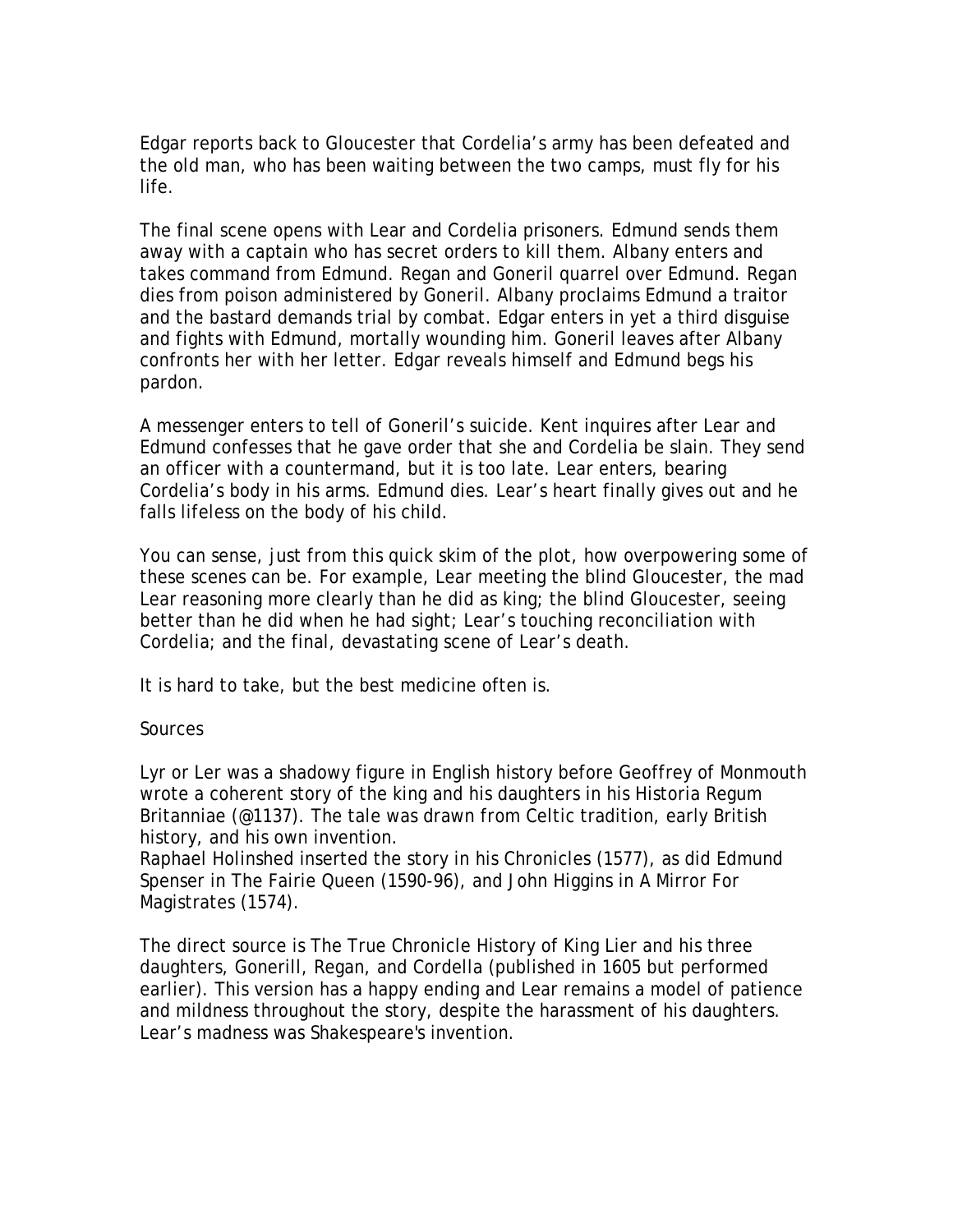Edgar reports back to Gloucester that Cordelia's army has been defeated and the old man, who has been waiting between the two camps, must fly for his life.

The final scene opens with Lear and Cordelia prisoners. Edmund sends them away with a captain who has secret orders to kill them. Albany enters and takes command from Edmund. Regan and Goneril quarrel over Edmund. Regan dies from poison administered by Goneril. Albany proclaims Edmund a traitor and the bastard demands trial by combat. Edgar enters in yet a third disguise and fights with Edmund, mortally wounding him. Goneril leaves after Albany confronts her with her letter. Edgar reveals himself and Edmund begs his pardon.

A messenger enters to tell of Goneril's suicide. Kent inquires after Lear and Edmund confesses that he gave order that she and Cordelia be slain. They send an officer with a countermand, but it is too late. Lear enters, bearing Cordelia's body in his arms. Edmund dies. Lear's heart finally gives out and he falls lifeless on the body of his child.

You can sense, just from this quick skim of the plot, how overpowering some of these scenes can be. For example, Lear meeting the blind Gloucester, the mad Lear reasoning more clearly than he did as king; the blind Gloucester, seeing better than he did when he had sight; Lear's touching reconciliation with Cordelia; and the final, devastating scene of Lear's death.

It is hard to take, but the best medicine often is.

Sources

Lyr or Ler was a shadowy figure in English history before Geoffrey of Monmouth wrote a coherent story of the king and his daughters in his Historia Regum Britanniae (@1137). The tale was drawn from Celtic tradition, early British history, and his own invention.
Raphael Holinshed inserted the story in his Chronicles (1577), as did Edmund Spenser in The Fairie Queen (1590-96), and John Higgins in A Mirror For Magistrates (1574).

The direct source is The True Chronicle History of King Lier and his three daughters, Gonerill, Regan, and Cordella (published in 1605 but performed earlier). This version has a happy ending and Lear remains a model of patience and mildness throughout the story, despite the harassment of his daughters. Lear's madness was Shakespeare's invention.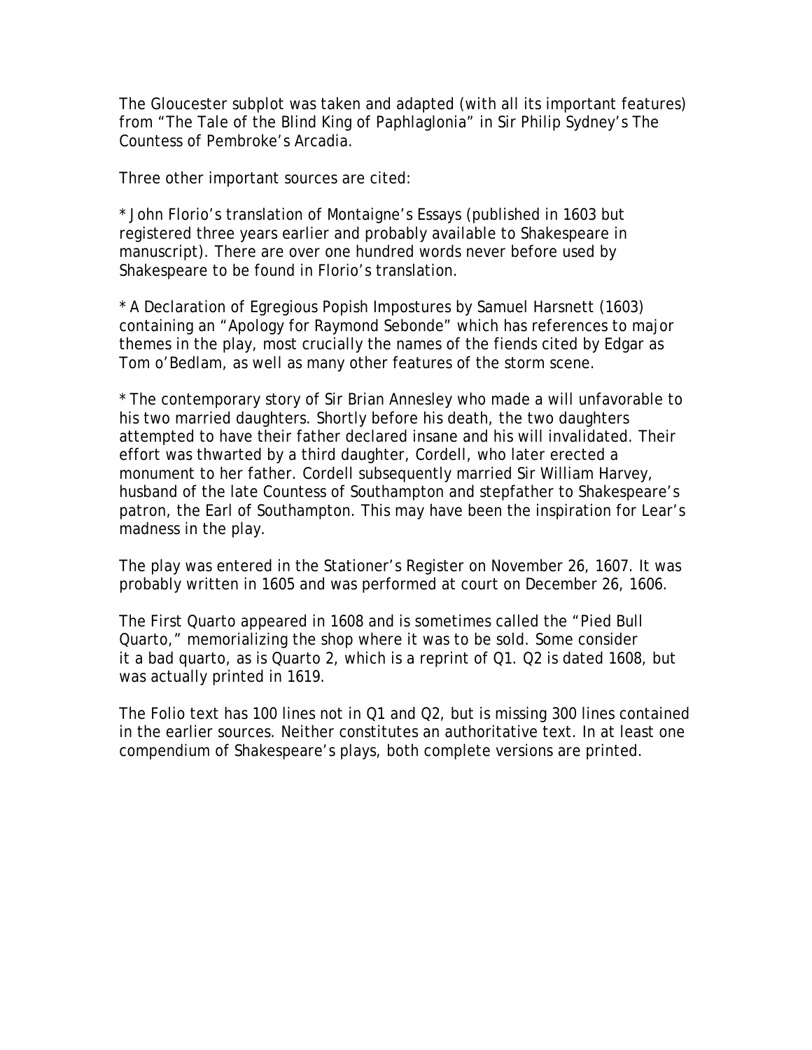The Gloucester subplot was taken and adapted (with all its important features) from "The Tale of the Blind King of Paphlaglonia" in Sir Philip Sydney's The Countess of Pembroke's Arcadia.

Three other important sources are cited:

* John Florio's translation of Montaigne's Essays (published in 1603 but registered three years earlier and probably available to Shakespeare in manuscript). There are over one hundred words never before used by Shakespeare to be found in Florio's translation.

* A Declaration of Egregious Popish Impostures by Samuel Harsnett (1603) containing an "Apology for Raymond Sebonde" which has references to major themes in the play, most crucially the names of the fiends cited by Edgar as Tom o'Bedlam, as well as many other features of the storm scene.

* The contemporary story of Sir Brian Annesley who made a will unfavorable to his two married daughters. Shortly before his death, the two daughters attempted to have their father declared insane and his will invalidated. Their effort was thwarted by a third daughter, Cordell, who later erected a monument to her father. Cordell subsequently married Sir William Harvey, husband of the late Countess of Southampton and stepfather to Shakespeare's patron, the Earl of Southampton. This may have been the inspiration for Lear's madness in the play.

The play was entered in the Stationer's Register on November 26, 1607. It was probably written in 1605 and was performed at court on December 26, 1606.

The First Quarto appeared in 1608 and is sometimes called the "Pied Bull Quarto," memorializing the shop where it was to be sold. Some consider it a bad quarto, as is Quarto 2, which is a reprint of Q1. Q2 is dated 1608, but was actually printed in 1619.

The Folio text has 100 lines not in Q1 and Q2, but is missing 300 lines contained in the earlier sources. Neither constitutes an authoritative text. In at least one compendium of Shakespeare's plays, both complete versions are printed.